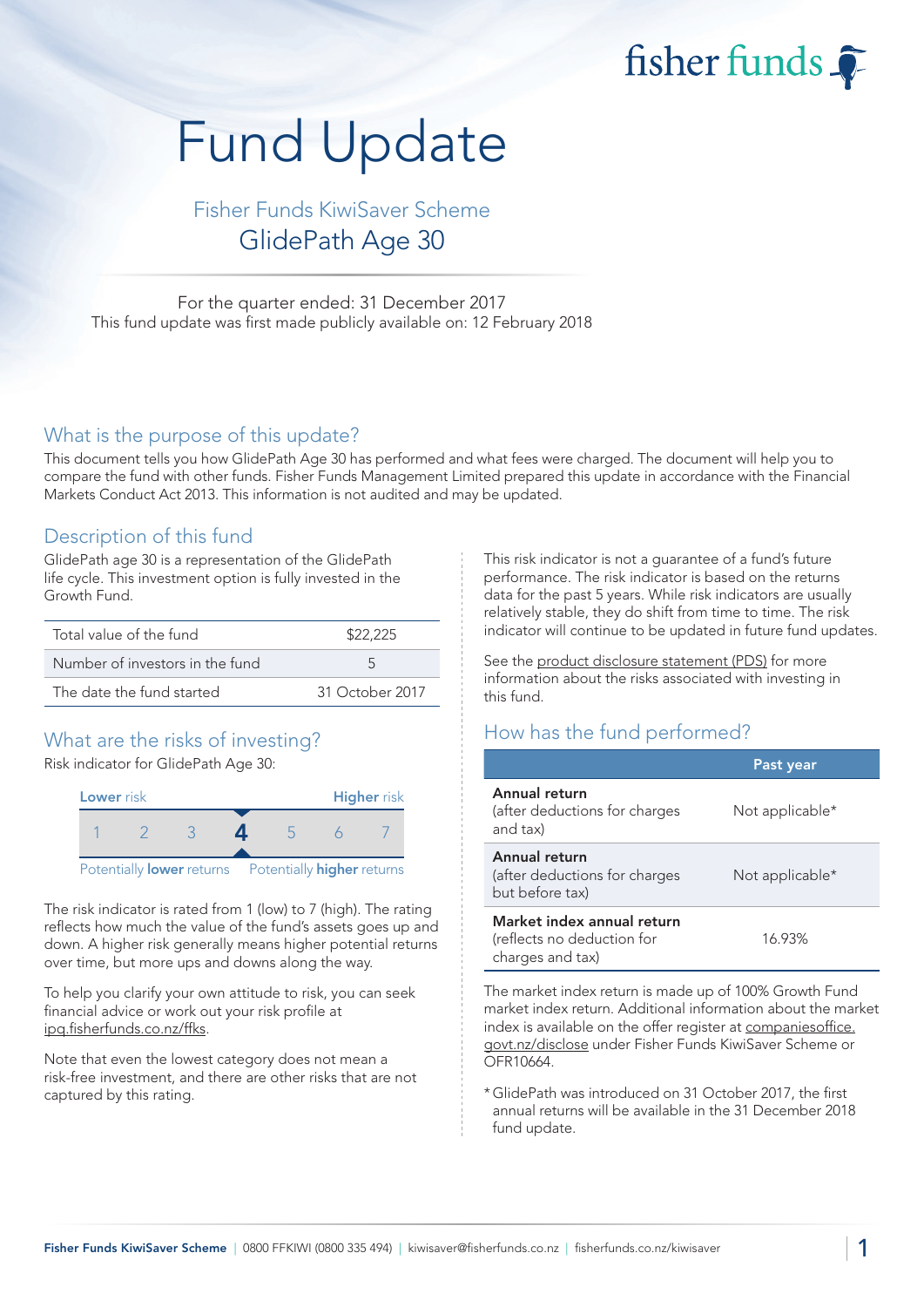fisher funds

# Fund Update

## Fisher Funds KiwiSaver Scheme
## GlidePath Age 30

For the quarter ended: 31 December 2017
This fund update was first made publicly available on: 12 February 2018

## What is the purpose of this update?

This document tells you how GlidePath Age 30 has performed and what fees were charged. The document will help you to compare the fund with other funds. Fisher Funds Management Limited prepared this update in accordance with the Financial Markets Conduct Act 2013. This information is not audited and may be updated.

## Description of this fund

GlidePath age 30 is a representation of the GlidePath life cycle. This investment option is fully invested in the Growth Fund.

| | |
|---|---|
| Total value of the fund | $22,225 |
| Number of investors in the fund | 5 |
| The date the fund started | 31 October 2017 |

## What are the risks of investing?

Risk indicator for GlidePath Age 30:

| Lower risk | | | | | | Higher risk |
|---|---|---|---|---|---|---|
| 1 | 2 | 3 | **4** | 5 | 6 | 7 |

Potentially **lower** returns — Potentially **higher** returns

The risk indicator is rated from 1 (low) to 7 (high). The rating reflects how much the value of the fund's assets goes up and down. A higher risk generally means higher potential returns over time, but more ups and downs along the way.

To help you clarify your own attitude to risk, you can seek financial advice or work out your risk profile at ipq.fisherfunds.co.nz/ffks.

Note that even the lowest category does not mean a risk-free investment, and there are other risks that are not captured by this rating.

This risk indicator is not a guarantee of a fund's future performance. The risk indicator is based on the returns data for the past 5 years. While risk indicators are usually relatively stable, they do shift from time to time. The risk indicator will continue to be updated in future fund updates.

See the product disclosure statement (PDS) for more information about the risks associated with investing in this fund.

## How has the fund performed?

| | Past year |
|---|---|
| **Annual return** (after deductions for charges and tax) | Not applicable* |
| **Annual return** (after deductions for charges but before tax) | Not applicable* |
| **Market index annual return** (reflects no deduction for charges and tax) | 16.93% |

The market index return is made up of 100% Growth Fund market index return. Additional information about the market index is available on the offer register at companiesoffice.govt.nz/disclose under Fisher Funds KiwiSaver Scheme or OFR10664.

* GlidePath was introduced on 31 October 2017, the first annual returns will be available in the 31 December 2018 fund update.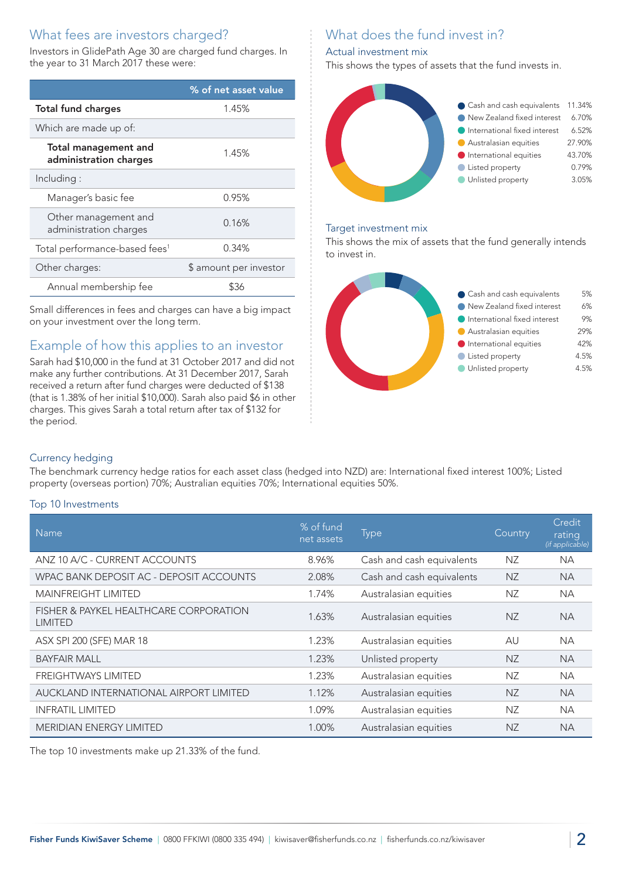## What fees are investors charged?

Investors in GlidePath Age 30 are charged fund charges. In the year to 31 March 2017 these were:

| | % of net asset value |
|---|---|
| **Total fund charges** | 1.45% |
| Which are made up of: | |
| **Total management and administration charges** | 1.45% |
| Including : | |
| Manager's basic fee | 0.95% |
| Other management and administration charges | 0.16% |
| Total performance-based fees[1] | 0.34% |
| Other charges: | $ amount per investor |
| Annual membership fee | $36 |

Small differences in fees and charges can have a big impact on your investment over the long term.

## Example of how this applies to an investor

Sarah had $10,000 in the fund at 31 October 2017 and did not make any further contributions. At 31 December 2017, Sarah received a return after fund charges were deducted of $138 (that is 1.38% of her initial $10,000). Sarah also paid $6 in other charges. This gives Sarah a total return after tax of $132 for the period.

## What does the fund invest in?

### Actual investment mix

This shows the types of assets that the fund invests in.

| Asset | % |
|---|---|
| Cash and cash equivalents | 11.34% |
| New Zealand fixed interest | 6.70% |
| International fixed interest | 6.52% |
| Australasian equities | 27.90% |
| International equities | 43.70% |
| Listed property | 0.79% |
| Unlisted property | 3.05% |

### Target investment mix

This shows the mix of assets that the fund generally intends to invest in.

| Asset | % |
|---|---|
| Cash and cash equivalents | 5% |
| New Zealand fixed interest | 6% |
| International fixed interest | 9% |
| Australasian equities | 29% |
| International equities | 42% |
| Listed property | 4.5% |
| Unlisted property | 4.5% |

### Currency hedging

The benchmark currency hedge ratios for each asset class (hedged into NZD) are: International fixed interest 100%; Listed property (overseas portion) 70%; Australian equities 70%; International equities 50%.

### Top 10 Investments

| Name | % of fund net assets | Type | Country | Credit rating *(if applicable)* |
|---|---|---|---|---|
| ANZ 10 A/C - CURRENT ACCOUNTS | 8.96% | Cash and cash equivalents | NZ | NA |
| WPAC BANK DEPOSIT AC - DEPOSIT ACCOUNTS | 2.08% | Cash and cash equivalents | NZ | NA |
| MAINFREIGHT LIMITED | 1.74% | Australasian equities | NZ | NA |
| FISHER & PAYKEL HEALTHCARE CORPORATION LIMITED | 1.63% | Australasian equities | NZ | NA |
| ASX SPI 200 (SFE) MAR 18 | 1.23% | Australasian equities | AU | NA |
| BAYFAIR MALL | 1.23% | Unlisted property | NZ | NA |
| FREIGHTWAYS LIMITED | 1.23% | Australasian equities | NZ | NA |
| AUCKLAND INTERNATIONAL AIRPORT LIMITED | 1.12% | Australasian equities | NZ | NA |
| INFRATIL LIMITED | 1.09% | Australasian equities | NZ | NA |
| MERIDIAN ENERGY LIMITED | 1.00% | Australasian equities | NZ | NA |

The top 10 investments make up 21.33% of the fund.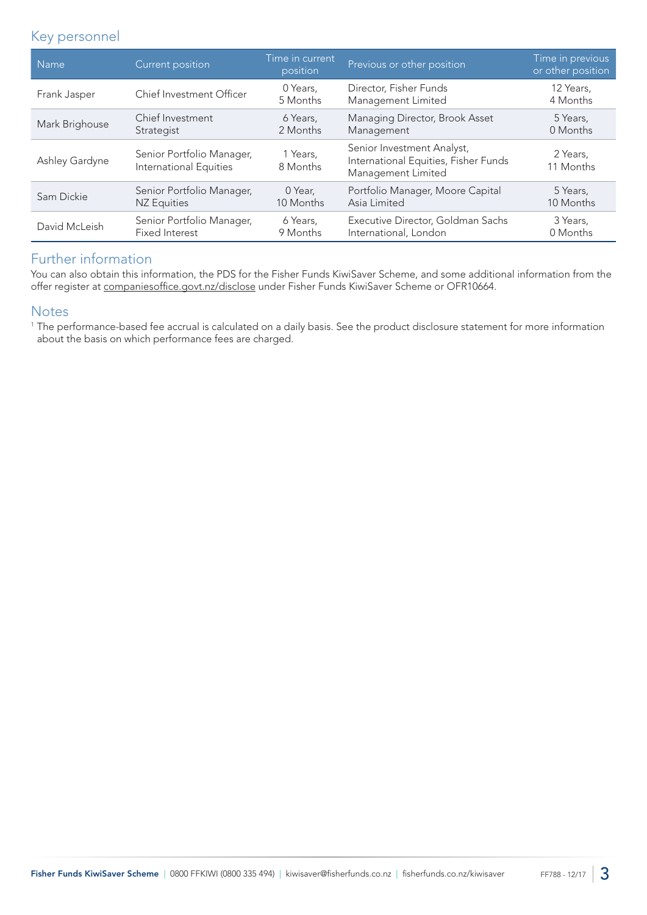## Key personnel

| Name | Current position | Time in current position | Previous or other position | Time in previous or other position |
|---|---|---|---|---|
| Frank Jasper | Chief Investment Officer | 0 Years, 5 Months | Director, Fisher Funds Management Limited | 12 Years, 4 Months |
| Mark Brighouse | Chief Investment Strategist | 6 Years, 2 Months | Managing Director, Brook Asset Management | 5 Years, 0 Months |
| Ashley Gardyne | Senior Portfolio Manager, International Equities | 1 Years, 8 Months | Senior Investment Analyst, International Equities, Fisher Funds Management Limited | 2 Years, 11 Months |
| Sam Dickie | Senior Portfolio Manager, NZ Equities | 0 Year, 10 Months | Portfolio Manager, Moore Capital Asia Limited | 5 Years, 10 Months |
| David McLeish | Senior Portfolio Manager, Fixed Interest | 6 Years, 9 Months | Executive Director, Goldman Sachs International, London | 3 Years, 0 Months |

## Further information

You can also obtain this information, the PDS for the Fisher Funds KiwiSaver Scheme, and some additional information from the offer register at companiesoffice.govt.nz/disclose under Fisher Funds KiwiSaver Scheme or OFR10664.

## Notes

[1] The performance-based fee accrual is calculated on a daily basis. See the product disclosure statement for more information about the basis on which performance fees are charged.